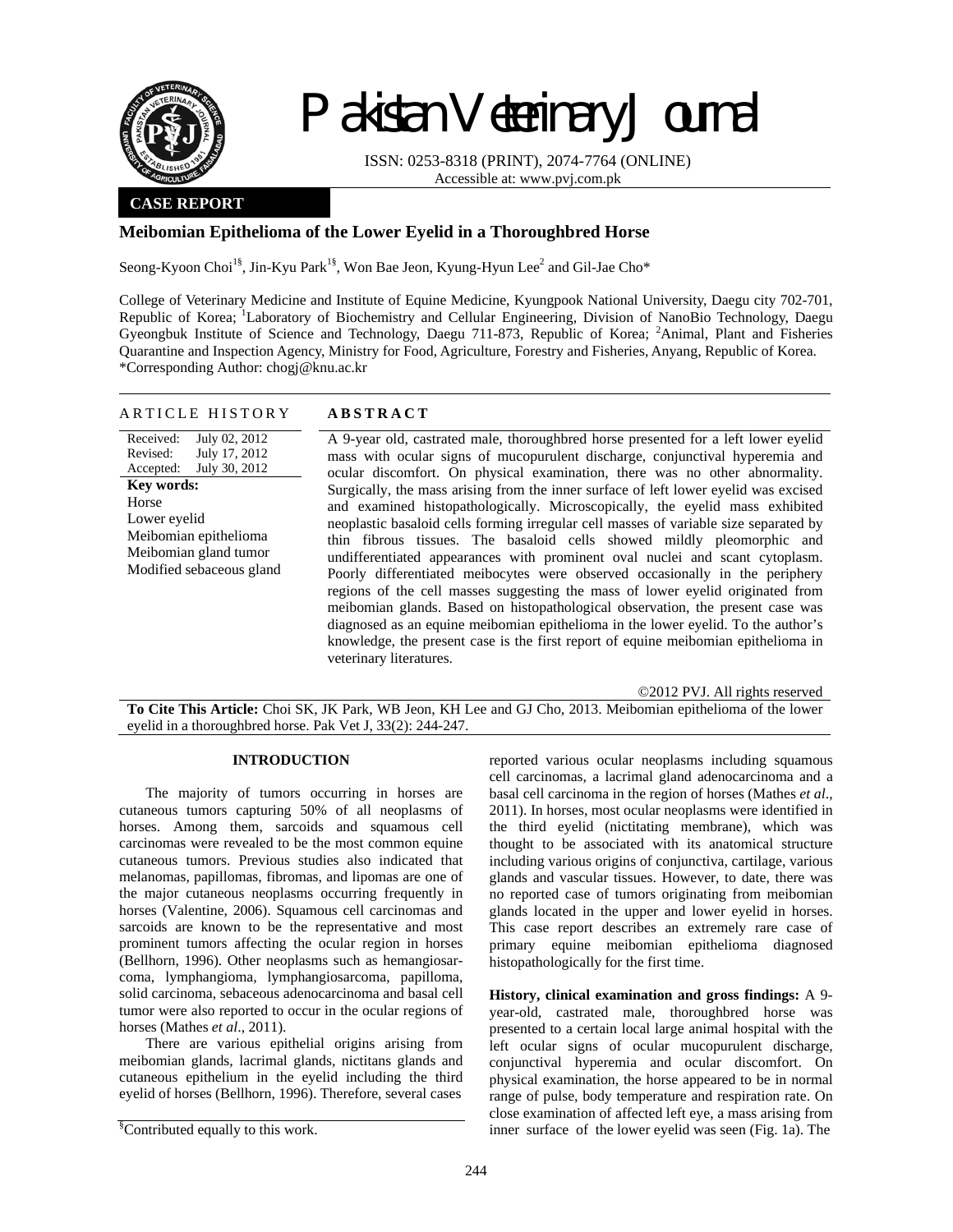# Pakistan Veterinary Journal

ISSN: 0253-8318 (PRINT), 2074-7764 (ONLINE)
Accessible at: www.pvj.com.pk

**CASE REPORT**

## Meibomian Epithelioma of the Lower Eyelid in a Thoroughbred Horse

Seong-Kyoon Choi[1§], Jin-Kyu Park[1§], Won Bae Jeon, Kyung-Hyun Lee[2] and Gil-Jae Cho*

College of Veterinary Medicine and Institute of Equine Medicine, Kyungpook National University, Daegu city 702-701, Republic of Korea; [1]Laboratory of Biochemistry and Cellular Engineering, Division of NanoBio Technology, Daegu Gyeongbuk Institute of Science and Technology, Daegu 711-873, Republic of Korea; [2]Animal, Plant and Fisheries Quarantine and Inspection Agency, Ministry for Food, Agriculture, Forestry and Fisheries, Anyang, Republic of Korea.
*Corresponding Author: chogj@knu.ac.kr

### ARTICLE HISTORY

Received: July 02, 2012
Revised: July 17, 2012
Accepted: July 30, 2012

**Key words:**
Horse
Lower eyelid
Meibomian epithelioma
Meibomian gland tumor
Modified sebaceous gland

### ABSTRACT

A 9-year old, castrated male, thoroughbred horse presented for a left lower eyelid mass with ocular signs of mucopurulent discharge, conjunctival hyperemia and ocular discomfort. On physical examination, there was no other abnormality. Surgically, the mass arising from the inner surface of left lower eyelid was excised and examined histopathologically. Microscopically, the eyelid mass exhibited neoplastic basaloid cells forming irregular cell masses of variable size separated by thin fibrous tissues. The basaloid cells showed mildly pleomorphic and undifferentiated appearances with prominent oval nuclei and scant cytoplasm. Poorly differentiated meibocytes were observed occasionally in the periphery regions of the cell masses suggesting the mass of lower eyelid originated from meibomian glands. Based on histopathological observation, the present case was diagnosed as an equine meibomian epithelioma in the lower eyelid. To the author's knowledge, the present case is the first report of equine meibomian epithelioma in veterinary literatures.

©2012 PVJ. All rights reserved

**To Cite This Article:** Choi SK, JK Park, WB Jeon, KH Lee and GJ Cho, 2013. Meibomian epithelioma of the lower eyelid in a thoroughbred horse. Pak Vet J, 33(2): 244-247.

## INTRODUCTION

The majority of tumors occurring in horses are cutaneous tumors capturing 50% of all neoplasms of horses. Among them, sarcoids and squamous cell carcinomas were revealed to be the most common equine cutaneous tumors. Previous studies also indicated that melanomas, papillomas, fibromas, and lipomas are one of the major cutaneous neoplasms occurring frequently in horses (Valentine, 2006). Squamous cell carcinomas and sarcoids are known to be the representative and most prominent tumors affecting the ocular region in horses (Bellhorn, 1996). Other neoplasms such as hemangiosarcoma, lymphangioma, lymphangiosarcoma, papilloma, solid carcinoma, sebaceous adenocarcinoma and basal cell tumor were also reported to occur in the ocular regions of horses (Mathes *et al*., 2011).

There are various epithelial origins arising from meibomian glands, lacrimal glands, nictitans glands and cutaneous epithelium in the eyelid including the third eyelid of horses (Bellhorn, 1996). Therefore, several cases reported various ocular neoplasms including squamous cell carcinomas, a lacrimal gland adenocarcinoma and a basal cell carcinoma in the region of horses (Mathes *et al*., 2011). In horses, most ocular neoplasms were identified in the third eyelid (nictitating membrane), which was thought to be associated with its anatomical structure including various origins of conjunctiva, cartilage, various glands and vascular tissues. However, to date, there was no reported case of tumors originating from meibomian glands located in the upper and lower eyelid in horses. This case report describes an extremely rare case of primary equine meibomian epithelioma diagnosed histopathologically for the first time.

**History, clinical examination and gross findings:** A 9-year-old, castrated male, thoroughbred horse was presented to a certain local large animal hospital with the left ocular signs of ocular mucopurulent discharge, conjunctival hyperemia and ocular discomfort. On physical examination, the horse appeared to be in normal range of pulse, body temperature and respiration rate. On close examination of affected left eye, a mass arising from inner surface of the lower eyelid was seen (Fig. 1a). The

[§]Contributed equally to this work.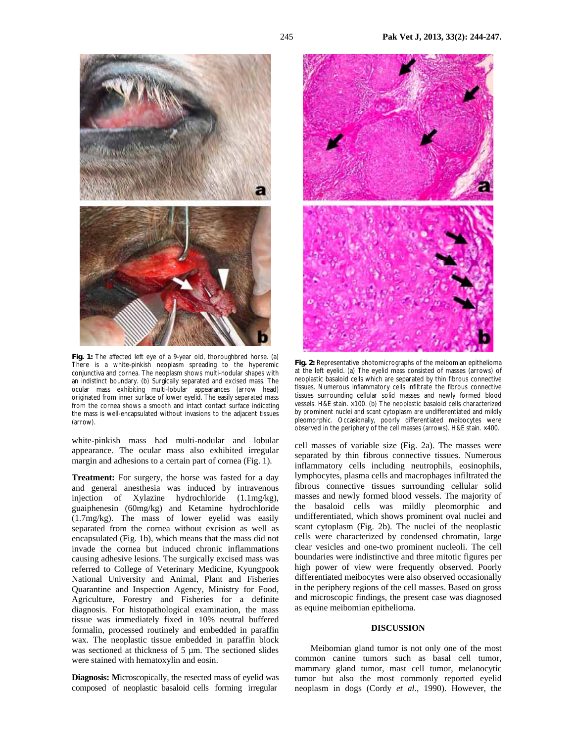**Fig. 1:** The affected left eye of a 9-year old, thoroughbred horse. (a) There is a white-pinkish neoplasm spreading to the hyperemic conjunctiva and cornea. The neoplasm shows multi-nodular shapes with an indistinct boundary. (b) Surgically separated and excised mass. The ocular mass exhibiting multi-lobular appearances (arrow head) originated from inner surface of lower eyelid. The easily separated mass from the cornea shows a smooth and intact contact surface indicating the mass is well-encapsulated without invasions to the adjacent tissues (arrow).

**Fig. 2:** Representative photomicrographs of the meibomian epithelioma at the left eyelid. (a) The eyelid mass consisted of masses (arrows) of neoplastic basaloid cells which are separated by thin fibrous connective tissues. Numerous inflammatory cells infiltrate the fibrous connective tissues surrounding cellular solid masses and newly formed blood vessels. H&E stain. ×100. (b) The neoplastic basaloid cells characterized by prominent nuclei and scant cytoplasm are undifferentiated and mildly pleomorphic. Occasionally, poorly differentiated meibocytes were observed in the periphery of the cell masses (arrows). H&E stain. ×400.

white-pinkish mass had multi-nodular and lobular appearance. The ocular mass also exhibited irregular margin and adhesions to a certain part of cornea (Fig. 1).

**Treatment:** For surgery, the horse was fasted for a day and general anesthesia was induced by intravenous injection of Xylazine hydrochloride (1.1mg/kg), guaiphenesin (60mg/kg) and Ketamine hydrochloride (1.7mg/kg). The mass of lower eyelid was easily separated from the cornea without excision as well as encapsulated (Fig. 1b), which means that the mass did not invade the cornea but induced chronic inflammations causing adhesive lesions. The surgically excised mass was referred to College of Veterinary Medicine, Kyungpook National University and Animal, Plant and Fisheries Quarantine and Inspection Agency, Ministry for Food, Agriculture, Forestry and Fisheries for a definite diagnosis. For histopathological examination, the mass tissue was immediately fixed in 10% neutral buffered formalin, processed routinely and embedded in paraffin wax. The neoplastic tissue embedded in paraffin block was sectioned at thickness of 5 µm. The sectioned slides were stained with hematoxylin and eosin.

**Diagnosis: M**icroscopically, the resected mass of eyelid was composed of neoplastic basaloid cells forming irregular cell masses of variable size (Fig. 2a). The masses were separated by thin fibrous connective tissues. Numerous inflammatory cells including neutrophils, eosinophils, lymphocytes, plasma cells and macrophages infiltrated the fibrous connective tissues surrounding cellular solid masses and newly formed blood vessels. The majority of the basaloid cells was mildly pleomorphic and undifferentiated, which shows prominent oval nuclei and scant cytoplasm (Fig. 2b). The nuclei of the neoplastic cells were characterized by condensed chromatin, large clear vesicles and one-two prominent nucleoli. The cell boundaries were indistinctive and three mitotic figures per high power of view were frequently observed. Poorly differentiated meibocytes were also observed occasionally in the periphery regions of the cell masses. Based on gross and microscopic findings, the present case was diagnosed as equine meibomian epithelioma.

## DISCUSSION

Meibomian gland tumor is not only one of the most common canine tumors such as basal cell tumor, mammary gland tumor, mast cell tumor, melanocytic tumor but also the most commonly reported eyelid neoplasm in dogs (Cordy *et al*., 1990). However, the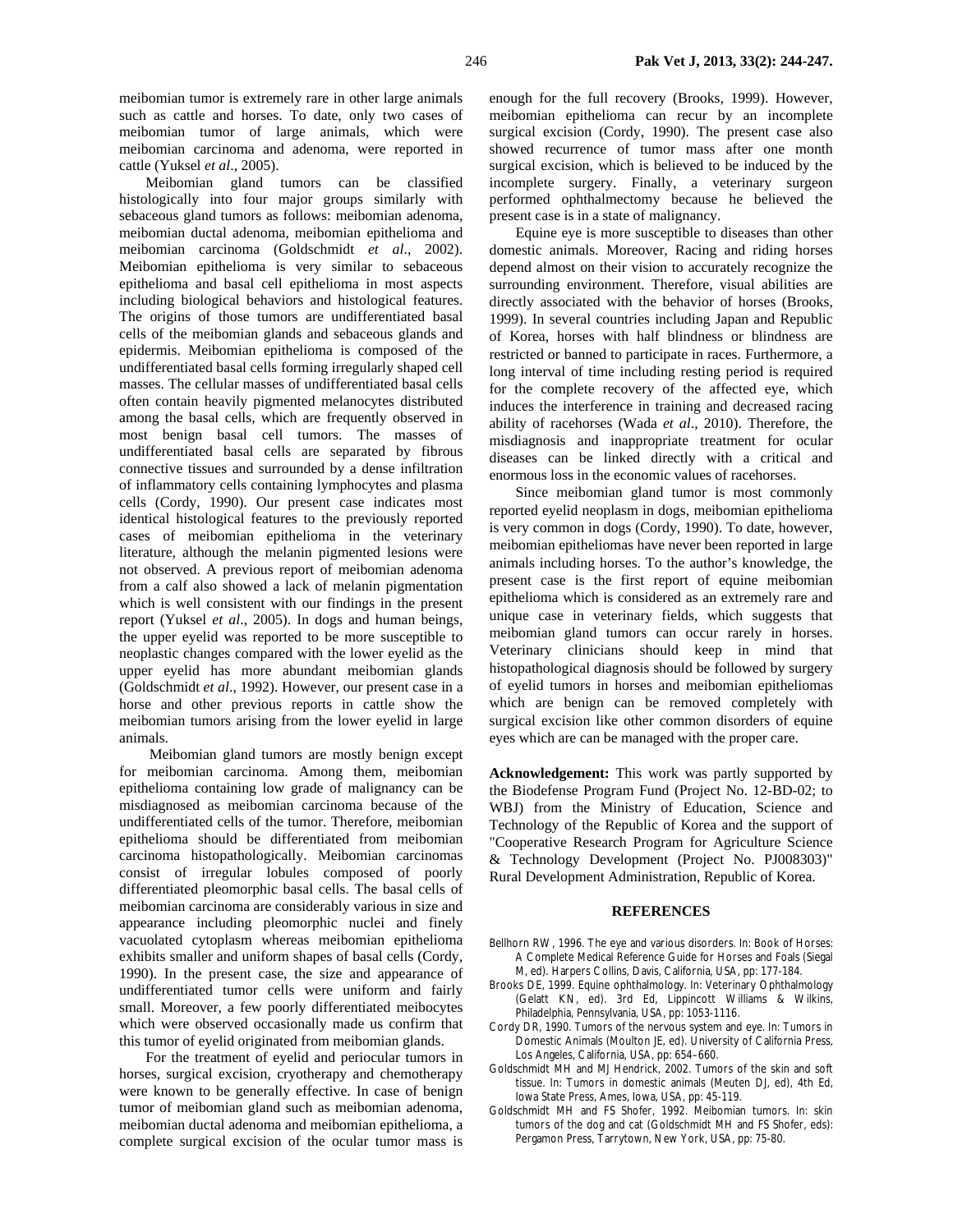meibomian tumor is extremely rare in other large animals such as cattle and horses. To date, only two cases of meibomian tumor of large animals, which were meibomian carcinoma and adenoma, were reported in cattle (Yuksel *et al*., 2005).

Meibomian gland tumors can be classified histologically into four major groups similarly with sebaceous gland tumors as follows: meibomian adenoma, meibomian ductal adenoma, meibomian epithelioma and meibomian carcinoma (Goldschmidt *et al*., 2002). Meibomian epithelioma is very similar to sebaceous epithelioma and basal cell epithelioma in most aspects including biological behaviors and histological features. The origins of those tumors are undifferentiated basal cells of the meibomian glands and sebaceous glands and epidermis. Meibomian epithelioma is composed of the undifferentiated basal cells forming irregularly shaped cell masses. The cellular masses of undifferentiated basal cells often contain heavily pigmented melanocytes distributed among the basal cells, which are frequently observed in most benign basal cell tumors. The masses of undifferentiated basal cells are separated by fibrous connective tissues and surrounded by a dense infiltration of inflammatory cells containing lymphocytes and plasma cells (Cordy, 1990). Our present case indicates most identical histological features to the previously reported cases of meibomian epithelioma in the veterinary literature, although the melanin pigmented lesions were not observed. A previous report of meibomian adenoma from a calf also showed a lack of melanin pigmentation which is well consistent with our findings in the present report (Yuksel *et al*., 2005). In dogs and human beings, the upper eyelid was reported to be more susceptible to neoplastic changes compared with the lower eyelid as the upper eyelid has more abundant meibomian glands (Goldschmidt *et al*., 1992). However, our present case in a horse and other previous reports in cattle show the meibomian tumors arising from the lower eyelid in large animals.

Meibomian gland tumors are mostly benign except for meibomian carcinoma. Among them, meibomian epithelioma containing low grade of malignancy can be misdiagnosed as meibomian carcinoma because of the undifferentiated cells of the tumor. Therefore, meibomian epithelioma should be differentiated from meibomian carcinoma histopathologically. Meibomian carcinomas consist of irregular lobules composed of poorly differentiated pleomorphic basal cells. The basal cells of meibomian carcinoma are considerably various in size and appearance including pleomorphic nuclei and finely vacuolated cytoplasm whereas meibomian epithelioma exhibits smaller and uniform shapes of basal cells (Cordy, 1990). In the present case, the size and appearance of undifferentiated tumor cells were uniform and fairly small. Moreover, a few poorly differentiated meibocytes which were observed occasionally made us confirm that this tumor of eyelid originated from meibomian glands.

For the treatment of eyelid and periocular tumors in horses, surgical excision, cryotherapy and chemotherapy were known to be generally effective. In case of benign tumor of meibomian gland such as meibomian adenoma, meibomian ductal adenoma and meibomian epithelioma, a complete surgical excision of the ocular tumor mass is enough for the full recovery (Brooks, 1999). However, meibomian epithelioma can recur by an incomplete surgical excision (Cordy, 1990). The present case also showed recurrence of tumor mass after one month surgical excision, which is believed to be induced by the incomplete surgery. Finally, a veterinary surgeon performed ophthalmectomy because he believed the present case is in a state of malignancy.

Equine eye is more susceptible to diseases than other domestic animals. Moreover, Racing and riding horses depend almost on their vision to accurately recognize the surrounding environment. Therefore, visual abilities are directly associated with the behavior of horses (Brooks, 1999). In several countries including Japan and Republic of Korea, horses with half blindness or blindness are restricted or banned to participate in races. Furthermore, a long interval of time including resting period is required for the complete recovery of the affected eye, which induces the interference in training and decreased racing ability of racehorses (Wada *et al*., 2010). Therefore, the misdiagnosis and inappropriate treatment for ocular diseases can be linked directly with a critical and enormous loss in the economic values of racehorses.

Since meibomian gland tumor is most commonly reported eyelid neoplasm in dogs, meibomian epithelioma is very common in dogs (Cordy, 1990). To date, however, meibomian epitheliomas have never been reported in large animals including horses. To the author's knowledge, the present case is the first report of equine meibomian epithelioma which is considered as an extremely rare and unique case in veterinary fields, which suggests that meibomian gland tumors can occur rarely in horses. Veterinary clinicians should keep in mind that histopathological diagnosis should be followed by surgery of eyelid tumors in horses and meibomian epitheliomas which are benign can be removed completely with surgical excision like other common disorders of equine eyes which are can be managed with the proper care.

**Acknowledgement:** This work was partly supported by the Biodefense Program Fund (Project No. 12-BD-02; to WBJ) from the Ministry of Education, Science and Technology of the Republic of Korea and the support of "Cooperative Research Program for Agriculture Science & Technology Development (Project No. PJ008303)" Rural Development Administration, Republic of Korea.

## REFERENCES

Bellhorn RW, 1996. The eye and various disorders. In: Book of Horses: A Complete Medical Reference Guide for Horses and Foals (Siegal M, ed). Harpers Collins, Davis, California, USA, pp: 177-184.

Brooks DE, 1999. Equine ophthalmology. In: Veterinary Ophthalmology (Gelatt KN, ed). 3rd Ed, Lippincott Williams & Wilkins, Philadelphia, Pennsylvania, USA, pp: 1053-1116.

Cordy DR, 1990. Tumors of the nervous system and eye. In: Tumors in Domestic Animals (Moulton JE, ed). University of California Press, Los Angeles, California, USA, pp: 654–660.

Goldschmidt MH and MJ Hendrick, 2002. Tumors of the skin and soft tissue. In: Tumors in domestic animals (Meuten DJ, ed), 4th Ed, Iowa State Press, Ames, Iowa, USA, pp: 45-119.

Goldschmidt MH and FS Shofer, 1992. Meibomian tumors. In: skin tumors of the dog and cat (Goldschmidt MH and FS Shofer, eds): Pergamon Press, Tarrytown, New York, USA, pp: 75-80.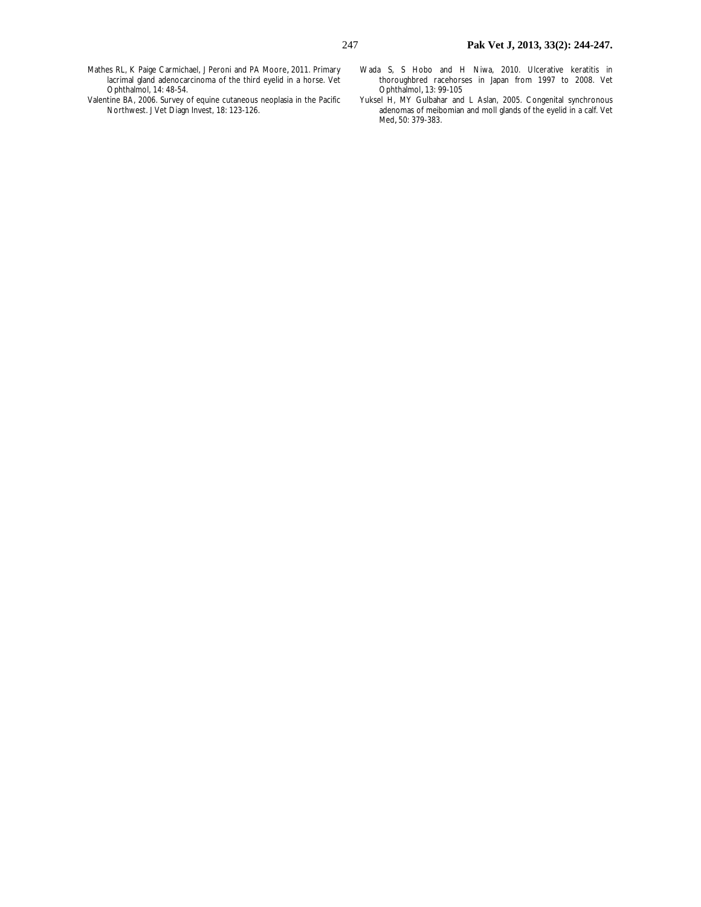Mathes RL, K Paige Carmichael, J Peroni and PA Moore, 2011. Primary lacrimal gland adenocarcinoma of the third eyelid in a horse. Vet Ophthalmol, 14: 48-54.

Valentine BA, 2006. Survey of equine cutaneous neoplasia in the Pacific Northwest. J Vet Diagn Invest, 18: 123-126.

Wada S, S Hobo and H Niwa, 2010. Ulcerative keratitis in thoroughbred racehorses in Japan from 1997 to 2008. Vet Ophthalmol, 13: 99-105

Yuksel H, MY Gulbahar and L Aslan, 2005. Congenital synchronous adenomas of meibomian and moll glands of the eyelid in a calf. Vet Med, 50: 379-383.